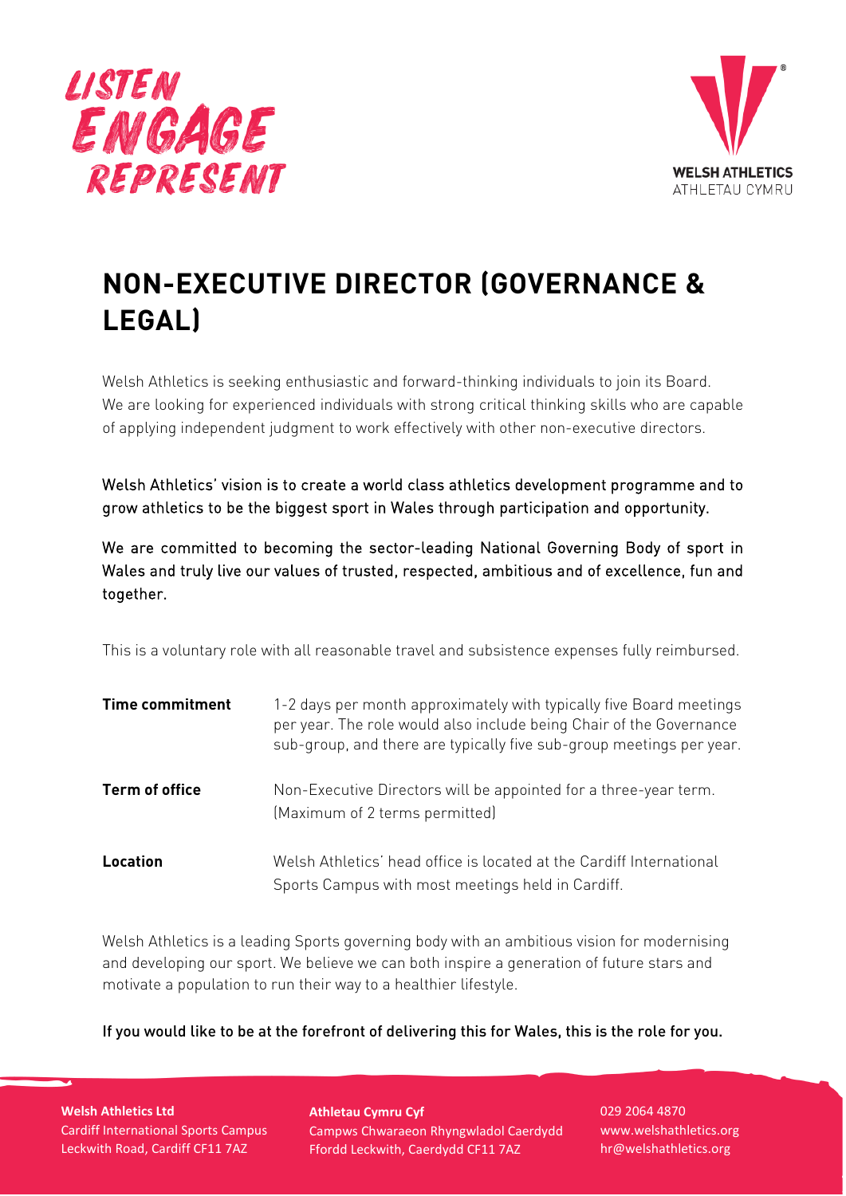LISTEN
ENGAGE
REPRESENT

WELSH ATHLETICS
ATHLETAU CYMRU

# NON-EXECUTIVE DIRECTOR (GOVERNANCE & LEGAL)

Welsh Athletics is seeking enthusiastic and forward-thinking individuals to join its Board. We are looking for experienced individuals with strong critical thinking skills who are capable of applying independent judgment to work effectively with other non-executive directors.

Welsh Athletics' vision is to create a world class athletics development programme and to grow athletics to be the biggest sport in Wales through participation and opportunity.

We are committed to becoming the sector-leading National Governing Body of sport in Wales and truly live our values of trusted, respected, ambitious and of excellence, fun and together.

This is a voluntary role with all reasonable travel and subsistence expenses fully reimbursed.

| | |
|---|---|
| **Time commitment** | 1-2 days per month approximately with typically five Board meetings per year. The role would also include being Chair of the Governance sub-group, and there are typically five sub-group meetings per year. |
| **Term of office** | Non-Executive Directors will be appointed for a three-year term. (Maximum of 2 terms permitted) |
| **Location** | Welsh Athletics' head office is located at the Cardiff International Sports Campus with most meetings held in Cardiff. |

Welsh Athletics is a leading Sports governing body with an ambitious vision for modernising and developing our sport. We believe we can both inspire a generation of future stars and motivate a population to run their way to a healthier lifestyle.

If you would like to be at the forefront of delivering this for Wales, this is the role for you.

**Welsh Athletics Ltd**
Cardiff International Sports Campus
Leckwith Road, Cardiff CF11 7AZ

**Athletau Cymru Cyf**
Campws Chwaraeon Rhyngwladol Caerdydd
Ffordd Leckwith, Caerdydd CF11 7AZ

029 2064 4870
www.welshathletics.org
hr@welshathletics.org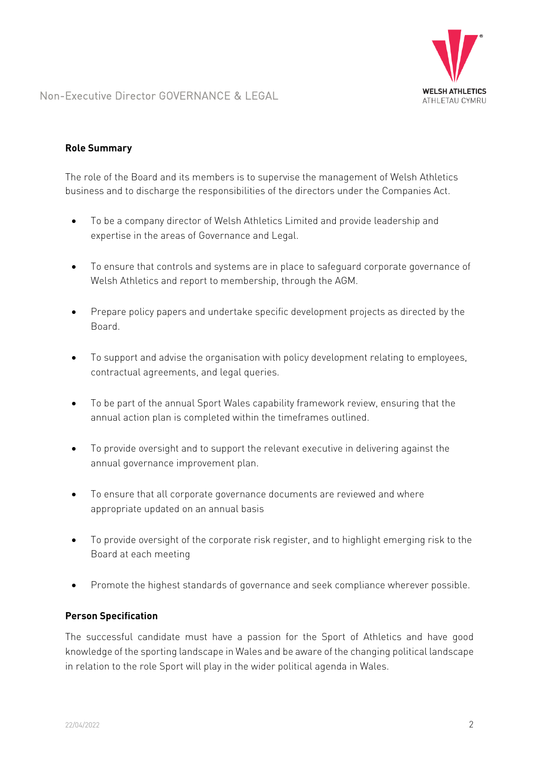**Role Summary**

The role of the Board and its members is to supervise the management of Welsh Athletics business and to discharge the responsibilities of the directors under the Companies Act.

- To be a company director of Welsh Athletics Limited and provide leadership and expertise in the areas of Governance and Legal.
- To ensure that controls and systems are in place to safeguard corporate governance of Welsh Athletics and report to membership, through the AGM.
- Prepare policy papers and undertake specific development projects as directed by the Board.
- To support and advise the organisation with policy development relating to employees, contractual agreements, and legal queries.
- To be part of the annual Sport Wales capability framework review, ensuring that the annual action plan is completed within the timeframes outlined.
- To provide oversight and to support the relevant executive in delivering against the annual governance improvement plan.
- To ensure that all corporate governance documents are reviewed and where appropriate updated on an annual basis
- To provide oversight of the corporate risk register, and to highlight emerging risk to the Board at each meeting
- Promote the highest standards of governance and seek compliance wherever possible.

**Person Specification**

The successful candidate must have a passion for the Sport of Athletics and have good knowledge of the sporting landscape in Wales and be aware of the changing political landscape in relation to the role Sport will play in the wider political agenda in Wales.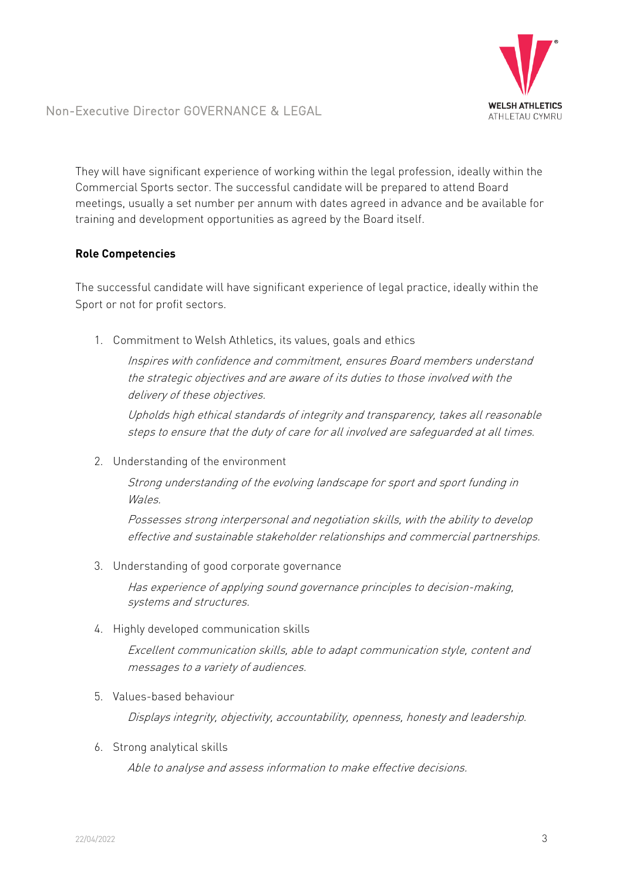They will have significant experience of working within the legal profession, ideally within the Commercial Sports sector. The successful candidate will be prepared to attend Board meetings, usually a set number per annum with dates agreed in advance and be available for training and development opportunities as agreed by the Board itself.

**Role Competencies**

The successful candidate will have significant experience of legal practice, ideally within the Sport or not for profit sectors.

1. Commitment to Welsh Athletics, its values, goals and ethics

   *Inspires with confidence and commitment, ensures Board members understand the strategic objectives and are aware of its duties to those involved with the delivery of these objectives.*

   *Upholds high ethical standards of integrity and transparency, takes all reasonable steps to ensure that the duty of care for all involved are safeguarded at all times.*

2. Understanding of the environment

   *Strong understanding of the evolving landscape for sport and sport funding in Wales.*

   *Possesses strong interpersonal and negotiation skills, with the ability to develop effective and sustainable stakeholder relationships and commercial partnerships.*

3. Understanding of good corporate governance

   *Has experience of applying sound governance principles to decision-making, systems and structures.*

4. Highly developed communication skills

   *Excellent communication skills, able to adapt communication style, content and messages to a variety of audiences.*

5. Values-based behaviour

   *Displays integrity, objectivity, accountability, openness, honesty and leadership.*

6. Strong analytical skills

   *Able to analyse and assess information to make effective decisions.*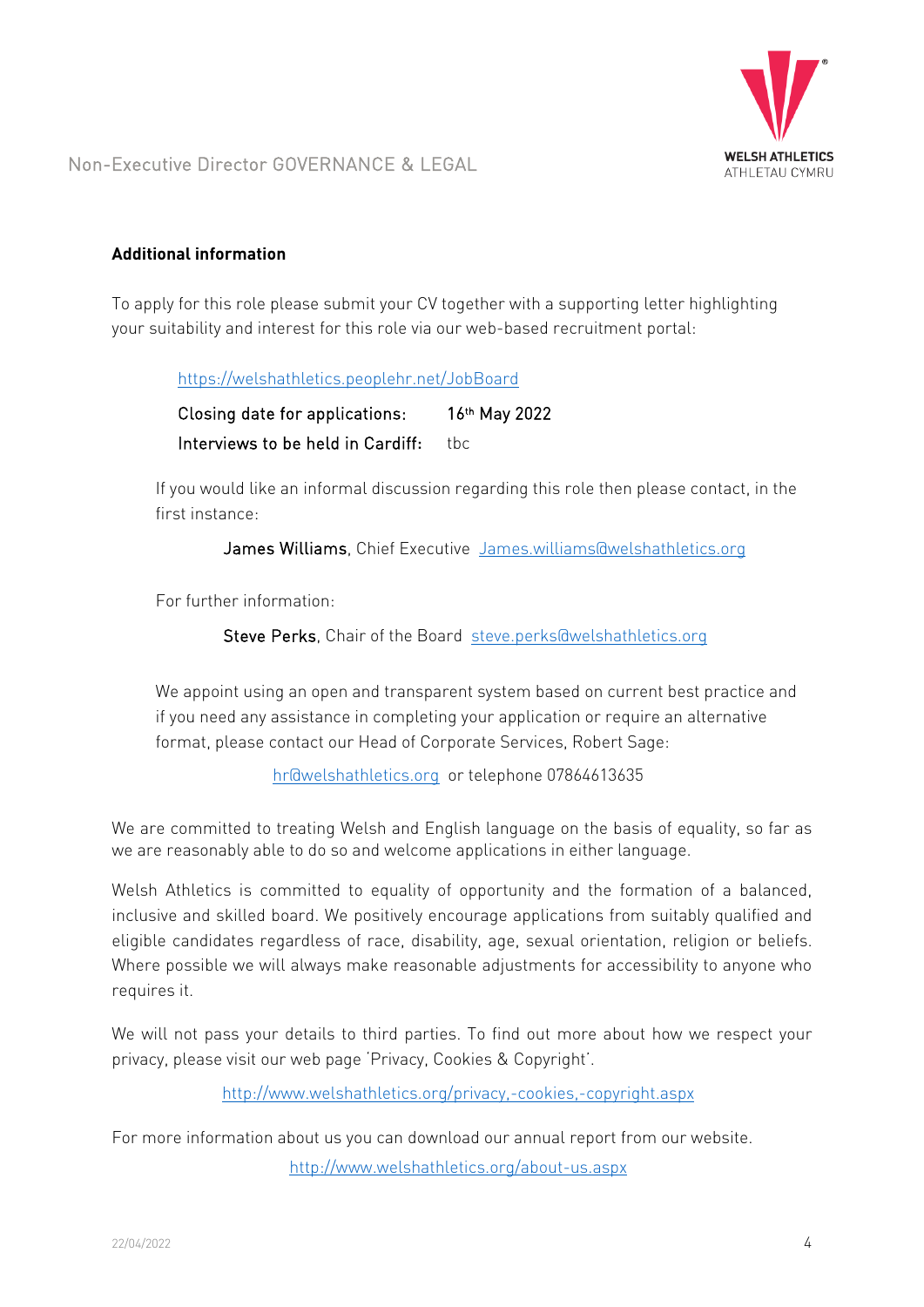**Additional information**

To apply for this role please submit your CV together with a supporting letter highlighting your suitability and interest for this role via our web-based recruitment portal:

https://welshathletics.peoplehr.net/JobBoard

| | |
|---|---|
| Closing date for applications: | 16th May 2022 |
| Interviews to be held in Cardiff: | tbc |

If you would like an informal discussion regarding this role then please contact, in the first instance:

James Williams, Chief Executive James.williams@welshathletics.org

For further information:

Steve Perks, Chair of the Board steve.perks@welshathletics.org

We appoint using an open and transparent system based on current best practice and if you need any assistance in completing your application or require an alternative format, please contact our Head of Corporate Services, Robert Sage:

hr@welshathletics.org or telephone 07864613635

We are committed to treating Welsh and English language on the basis of equality, so far as we are reasonably able to do so and welcome applications in either language.

Welsh Athletics is committed to equality of opportunity and the formation of a balanced, inclusive and skilled board. We positively encourage applications from suitably qualified and eligible candidates regardless of race, disability, age, sexual orientation, religion or beliefs. Where possible we will always make reasonable adjustments for accessibility to anyone who requires it.

We will not pass your details to third parties. To find out more about how we respect your privacy, please visit our web page 'Privacy, Cookies & Copyright'.

http://www.welshathletics.org/privacy,-cookies,-copyright.aspx

For more information about us you can download our annual report from our website.

http://www.welshathletics.org/about-us.aspx

22/04/2022